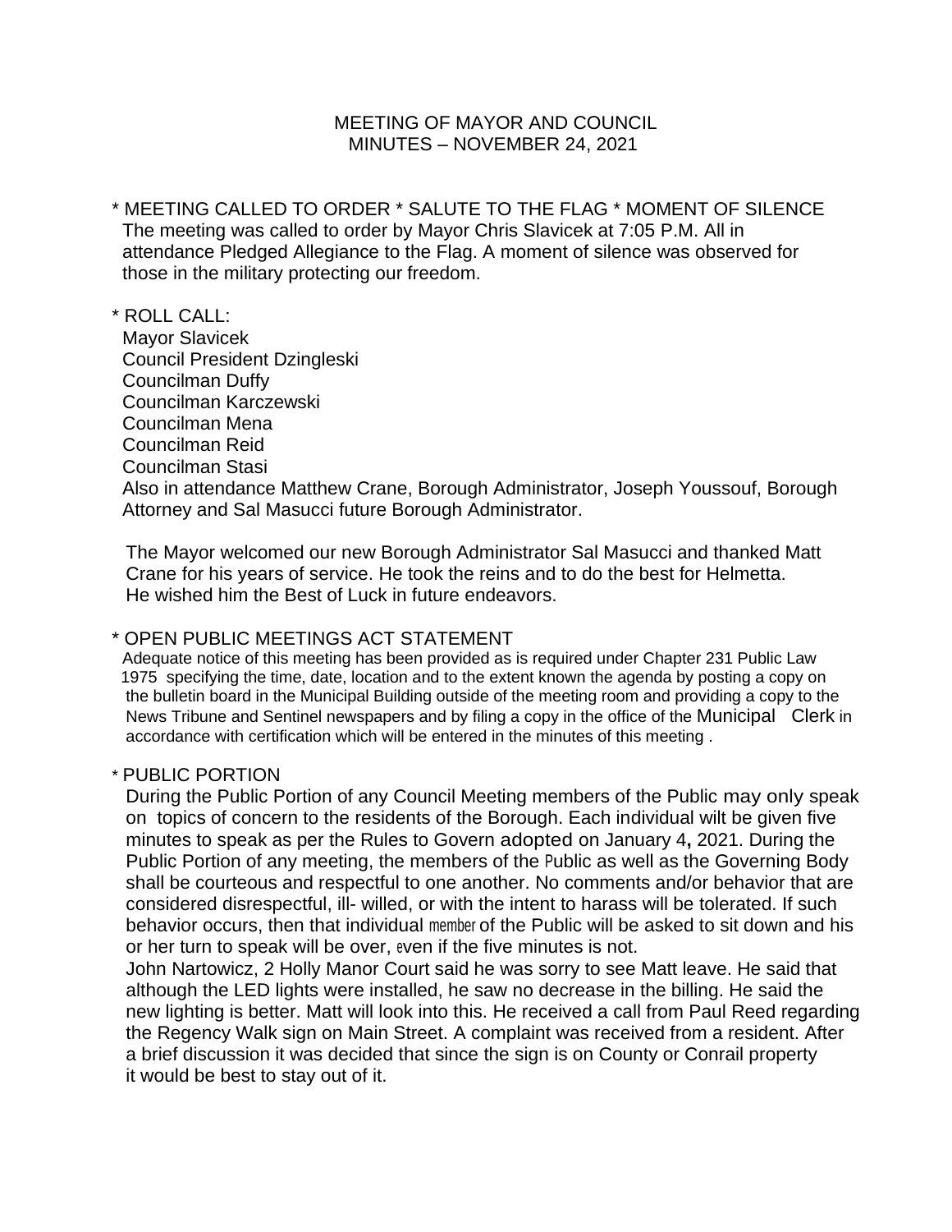# MEETING OF MAYOR AND COUNCIL
## MINUTES – NOVEMBER 24, 2021

\* MEETING CALLED TO ORDER \* SALUTE TO THE FLAG \* MOMENT OF SILENCE

The meeting was called to order by Mayor Chris Slavicek at 7:05 P.M. All in attendance Pledged Allegiance to the Flag. A moment of silence was observed for those in the military protecting our freedom.

\* ROLL CALL:

Mayor Slavicek
Council President Dzingleski
Councilman Duffy
Councilman Karczewski
Councilman Mena
Councilman Reid
Councilman Stasi

Also in attendance Matthew Crane, Borough Administrator, Joseph Youssouf, Borough Attorney and Sal Masucci future Borough Administrator.

The Mayor welcomed our new Borough Administrator Sal Masucci and thanked Matt Crane for his years of service. He took the reins and to do the best for Helmetta. He wished him the Best of Luck in future endeavors.

\* OPEN PUBLIC MEETINGS ACT STATEMENT

Adequate notice of this meeting has been provided as is required under Chapter 231 Public Law 1975 specifying the time, date, location and to the extent known the agenda by posting a copy on the bulletin board in the Municipal Building outside of the meeting room and providing a copy to the News Tribune and Sentinel newspapers and by filing a copy in the office of the Municipal Clerk in accordance with certification which will be entered in the minutes of this meeting .

\* PUBLIC PORTION

During the Public Portion of any Council Meeting members of the Public may only speak on topics of concern to the residents of the Borough. Each individual wilt be given five minutes to speak as per the Rules to Govern adopted on January 4**,** 2021. During the Public Portion of any meeting, the members of the Public as well as the Governing Body shall be courteous and respectful to one another. No comments and/or behavior that are considered disrespectful, ill- willed, or with the intent to harass will be tolerated. If such behavior occurs, then that individual member of the Public will be asked to sit down and his or her turn to speak will be over, even if the five minutes is not.

John Nartowicz, 2 Holly Manor Court said he was sorry to see Matt leave. He said that although the LED lights were installed, he saw no decrease in the billing. He said the new lighting is better. Matt will look into this. He received a call from Paul Reed regarding the Regency Walk sign on Main Street. A complaint was received from a resident. After a brief discussion it was decided that since the sign is on County or Conrail property it would be best to stay out of it.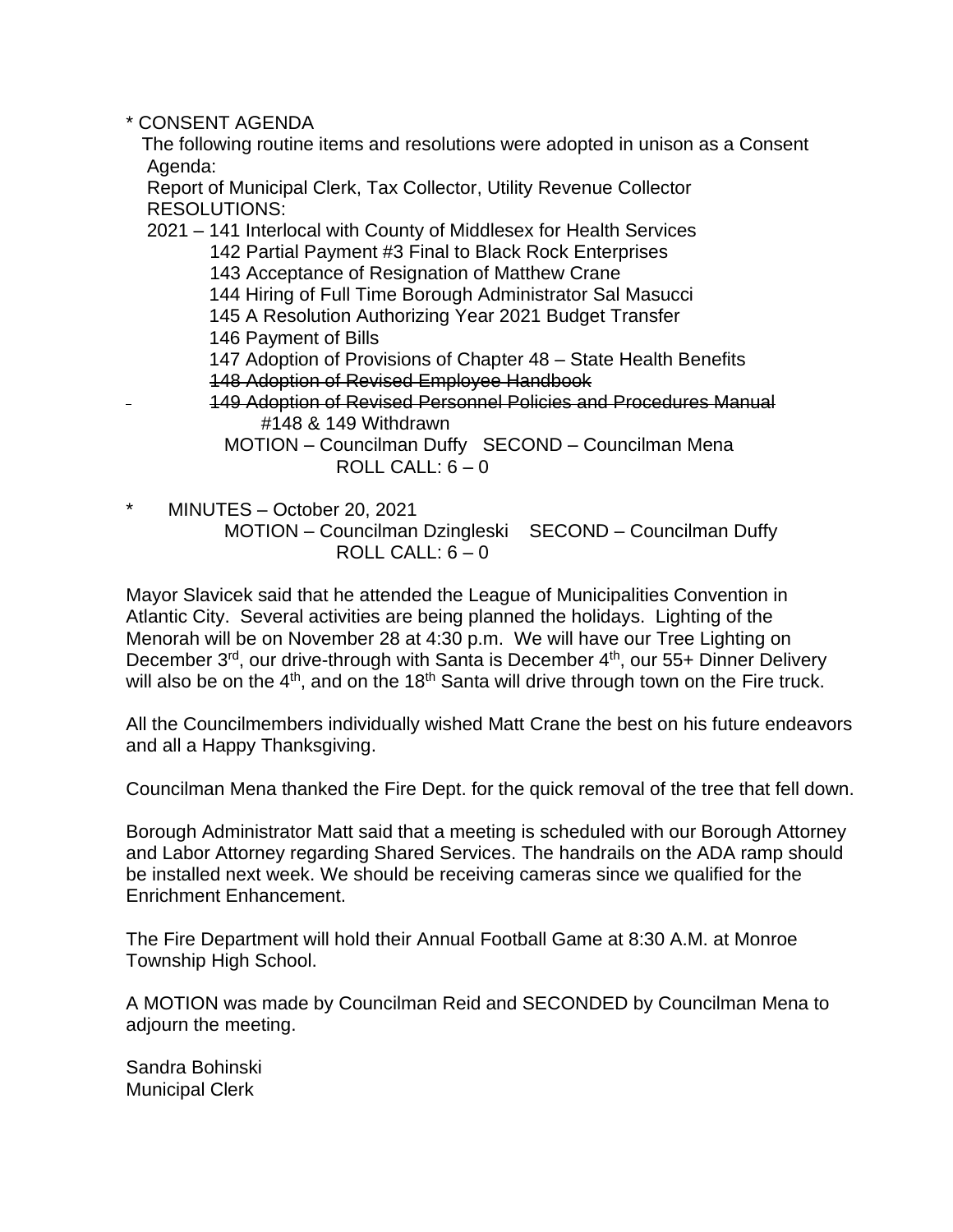\* CONSENT AGENDA

The following routine items and resolutions were adopted in unison as a Consent Agenda:

Report of Municipal Clerk, Tax Collector, Utility Revenue Collector

RESOLUTIONS:

2021 – 141 Interlocal with County of Middlesex for Health Services
- 142 Partial Payment #3 Final to Black Rock Enterprises
- 143 Acceptance of Resignation of Matthew Crane
- 144 Hiring of Full Time Borough Administrator Sal Masucci
- 145 A Resolution Authorizing Year 2021 Budget Transfer
- 146 Payment of Bills
- 147 Adoption of Provisions of Chapter 48 – State Health Benefits
- ~~148 Adoption of Revised Employee Handbook~~
- ~~149 Adoption of Revised Personnel Policies and Procedures Manual~~

#148 & 149 Withdrawn

MOTION – Councilman Duffy SECOND – Councilman Mena

ROLL CALL: 6 – 0

\* MINUTES – October 20, 2021

MOTION – Councilman Dzingleski SECOND – Councilman Duffy

ROLL CALL: 6 – 0

Mayor Slavicek said that he attended the League of Municipalities Convention in Atlantic City. Several activities are being planned the holidays. Lighting of the Menorah will be on November 28 at 4:30 p.m. We will have our Tree Lighting on December 3rd, our drive-through with Santa is December 4th, our 55+ Dinner Delivery will also be on the 4th, and on the 18th Santa will drive through town on the Fire truck.

All the Councilmembers individually wished Matt Crane the best on his future endeavors and all a Happy Thanksgiving.

Councilman Mena thanked the Fire Dept. for the quick removal of the tree that fell down.

Borough Administrator Matt said that a meeting is scheduled with our Borough Attorney and Labor Attorney regarding Shared Services. The handrails on the ADA ramp should be installed next week. We should be receiving cameras since we qualified for the Enrichment Enhancement.

The Fire Department will hold their Annual Football Game at 8:30 A.M. at Monroe Township High School.

A MOTION was made by Councilman Reid and SECONDED by Councilman Mena to adjourn the meeting.

Sandra Bohinski
Municipal Clerk